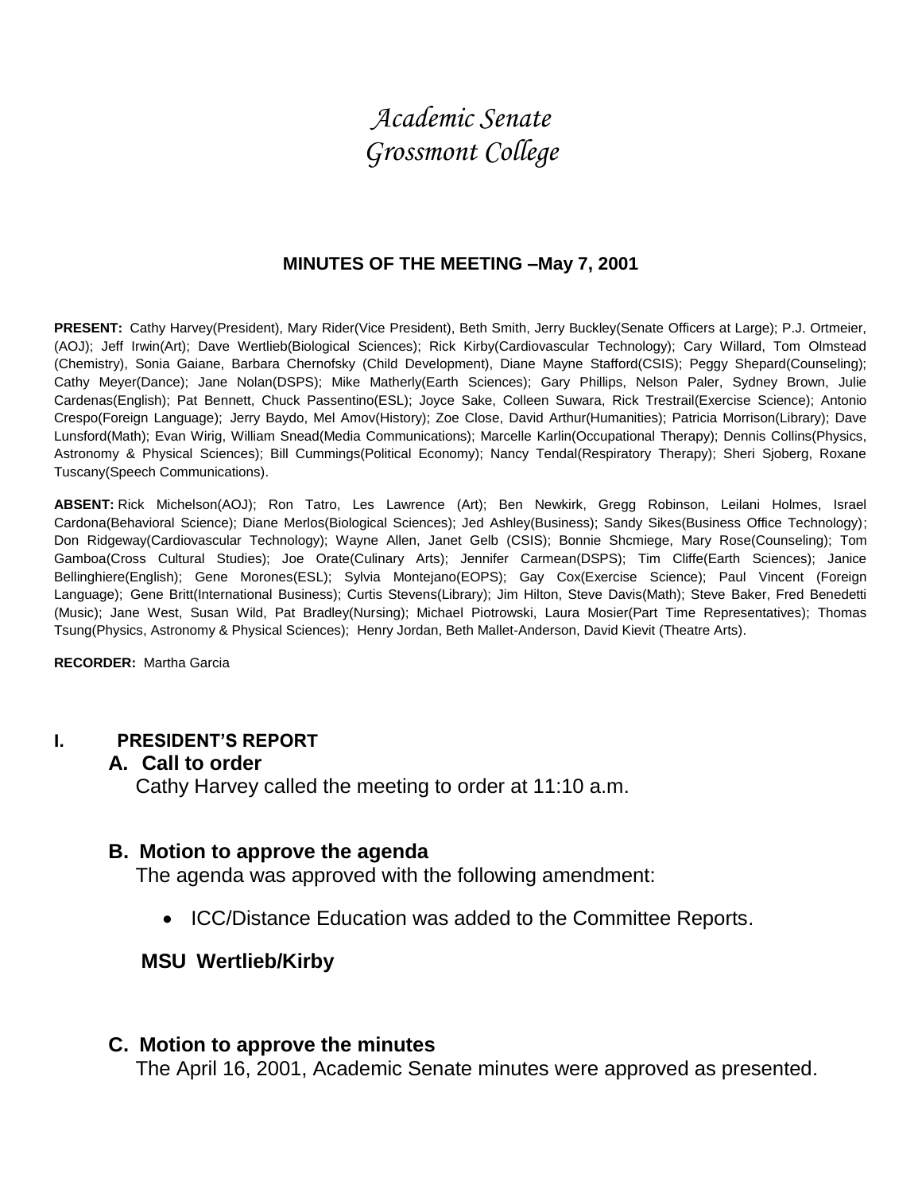# *Academic Senate*
# *Grossmont College*

## MINUTES OF THE MEETING –May 7, 2001

**PRESENT:** Cathy Harvey(President), Mary Rider(Vice President), Beth Smith, Jerry Buckley(Senate Officers at Large); P.J. Ortmeier, (AOJ); Jeff Irwin(Art); Dave Wertlieb(Biological Sciences); Rick Kirby(Cardiovascular Technology); Cary Willard, Tom Olmstead (Chemistry), Sonia Gaiane, Barbara Chernofsky (Child Development), Diane Mayne Stafford(CSIS); Peggy Shepard(Counseling); Cathy Meyer(Dance); Jane Nolan(DSPS); Mike Matherly(Earth Sciences); Gary Phillips, Nelson Paler, Sydney Brown, Julie Cardenas(English); Pat Bennett, Chuck Passentino(ESL); Joyce Sake, Colleen Suwara, Rick Trestrail(Exercise Science); Antonio Crespo(Foreign Language); Jerry Baydo, Mel Amov(History); Zoe Close, David Arthur(Humanities); Patricia Morrison(Library); Dave Lunsford(Math); Evan Wirig, William Snead(Media Communications); Marcelle Karlin(Occupational Therapy); Dennis Collins(Physics, Astronomy & Physical Sciences); Bill Cummings(Political Economy); Nancy Tendal(Respiratory Therapy); Sheri Sjoberg, Roxane Tuscany(Speech Communications).

**ABSENT:** Rick Michelson(AOJ); Ron Tatro, Les Lawrence (Art); Ben Newkirk, Gregg Robinson, Leilani Holmes, Israel Cardona(Behavioral Science); Diane Merlos(Biological Sciences); Jed Ashley(Business); Sandy Sikes(Business Office Technology); Don Ridgeway(Cardiovascular Technology); Wayne Allen, Janet Gelb (CSIS); Bonnie Shcmiege, Mary Rose(Counseling); Tom Gamboa(Cross Cultural Studies); Joe Orate(Culinary Arts); Jennifer Carmean(DSPS); Tim Cliffe(Earth Sciences); Janice Bellinghiere(English); Gene Morones(ESL); Sylvia Montejano(EOPS); Gay Cox(Exercise Science); Paul Vincent (Foreign Language); Gene Britt(International Business); Curtis Stevens(Library); Jim Hilton, Steve Davis(Math); Steve Baker, Fred Benedetti (Music); Jane West, Susan Wild, Pat Bradley(Nursing); Michael Piotrowski, Laura Mosier(Part Time Representatives); Thomas Tsung(Physics, Astronomy & Physical Sciences); Henry Jordan, Beth Mallet-Anderson, David Kievit (Theatre Arts).

**RECORDER:** Martha Garcia

## I. PRESIDENT'S REPORT

### A. Call to order

Cathy Harvey called the meeting to order at 11:10 a.m.

### B. Motion to approve the agenda

The agenda was approved with the following amendment:

- ICC/Distance Education was added to the Committee Reports.

**MSU Wertlieb/Kirby**

### C. Motion to approve the minutes

The April 16, 2001, Academic Senate minutes were approved as presented.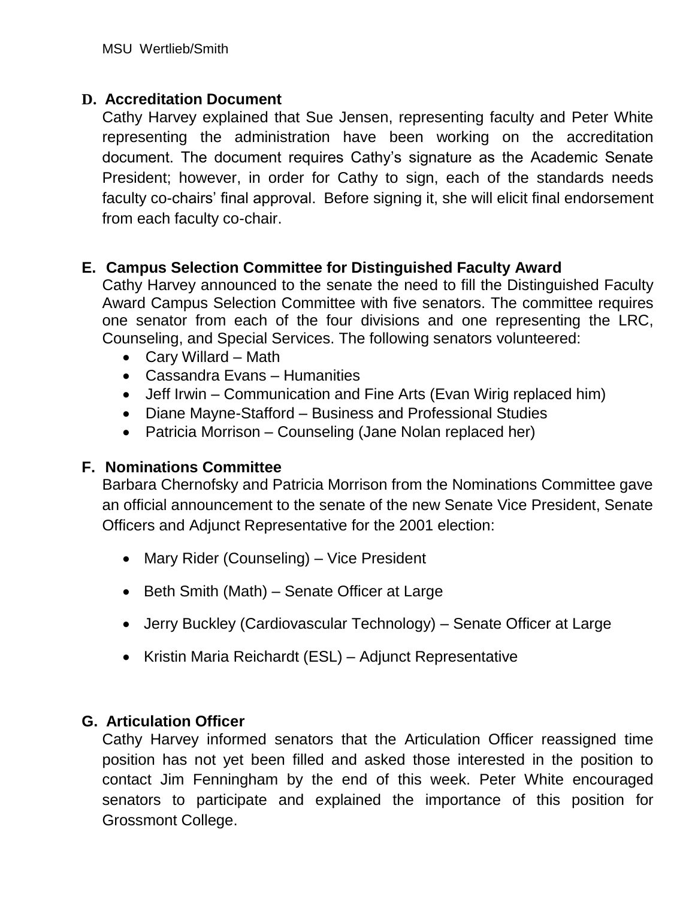## D. Accreditation Document

Cathy Harvey explained that Sue Jensen, representing faculty and Peter White representing the administration have been working on the accreditation document. The document requires Cathy's signature as the Academic Senate President; however, in order for Cathy to sign, each of the standards needs faculty co-chairs' final approval. Before signing it, she will elicit final endorsement from each faculty co-chair.

## E. Campus Selection Committee for Distinguished Faculty Award

Cathy Harvey announced to the senate the need to fill the Distinguished Faculty Award Campus Selection Committee with five senators. The committee requires one senator from each of the four divisions and one representing the LRC, Counseling, and Special Services. The following senators volunteered:

- Cary Willard – Math
- Cassandra Evans – Humanities
- Jeff Irwin – Communication and Fine Arts (Evan Wirig replaced him)
- Diane Mayne-Stafford – Business and Professional Studies
- Patricia Morrison – Counseling (Jane Nolan replaced her)

## F. Nominations Committee

Barbara Chernofsky and Patricia Morrison from the Nominations Committee gave an official announcement to the senate of the new Senate Vice President, Senate Officers and Adjunct Representative for the 2001 election:

- Mary Rider (Counseling) – Vice President
- Beth Smith (Math) – Senate Officer at Large
- Jerry Buckley (Cardiovascular Technology) – Senate Officer at Large
- Kristin Maria Reichardt (ESL) – Adjunct Representative

## G. Articulation Officer

Cathy Harvey informed senators that the Articulation Officer reassigned time position has not yet been filled and asked those interested in the position to contact Jim Fenningham by the end of this week. Peter White encouraged senators to participate and explained the importance of this position for Grossmont College.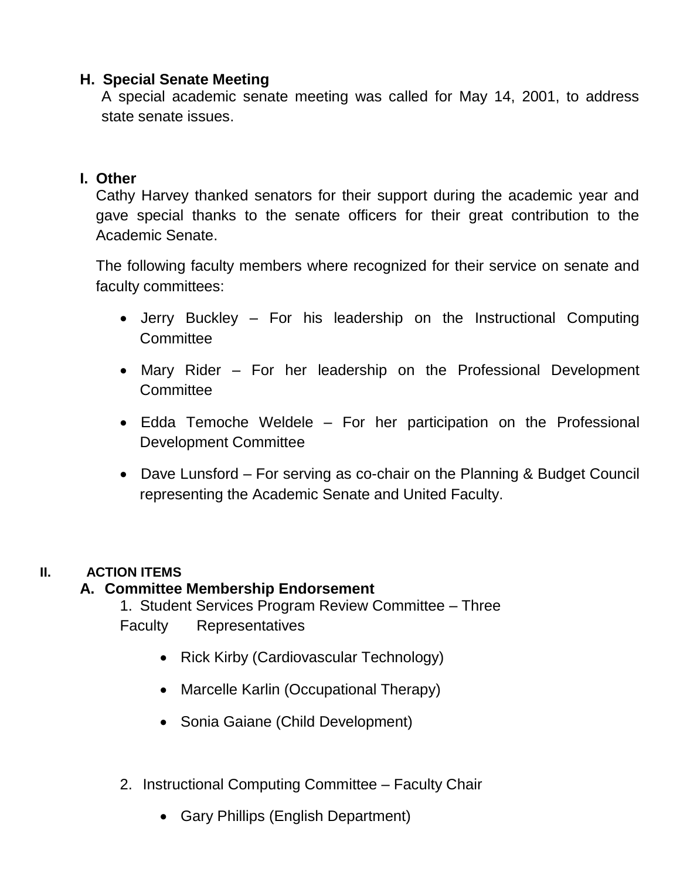### H. Special Senate Meeting

A special academic senate meeting was called for May 14, 2001, to address state senate issues.

### I. Other

Cathy Harvey thanked senators for their support during the academic year and gave special thanks to the senate officers for their great contribution to the Academic Senate.

The following faculty members where recognized for their service on senate and faculty committees:

- Jerry Buckley – For his leadership on the Instructional Computing Committee
- Mary Rider – For her leadership on the Professional Development Committee
- Edda Temoche Weldele – For her participation on the Professional Development Committee
- Dave Lunsford – For serving as co-chair on the Planning & Budget Council representing the Academic Senate and United Faculty.

## II. ACTION ITEMS

### A. Committee Membership Endorsement

1. Student Services Program Review Committee – Three Faculty Representatives

   - Rick Kirby (Cardiovascular Technology)
   - Marcelle Karlin (Occupational Therapy)
   - Sonia Gaiane (Child Development)

2. Instructional Computing Committee – Faculty Chair

   - Gary Phillips (English Department)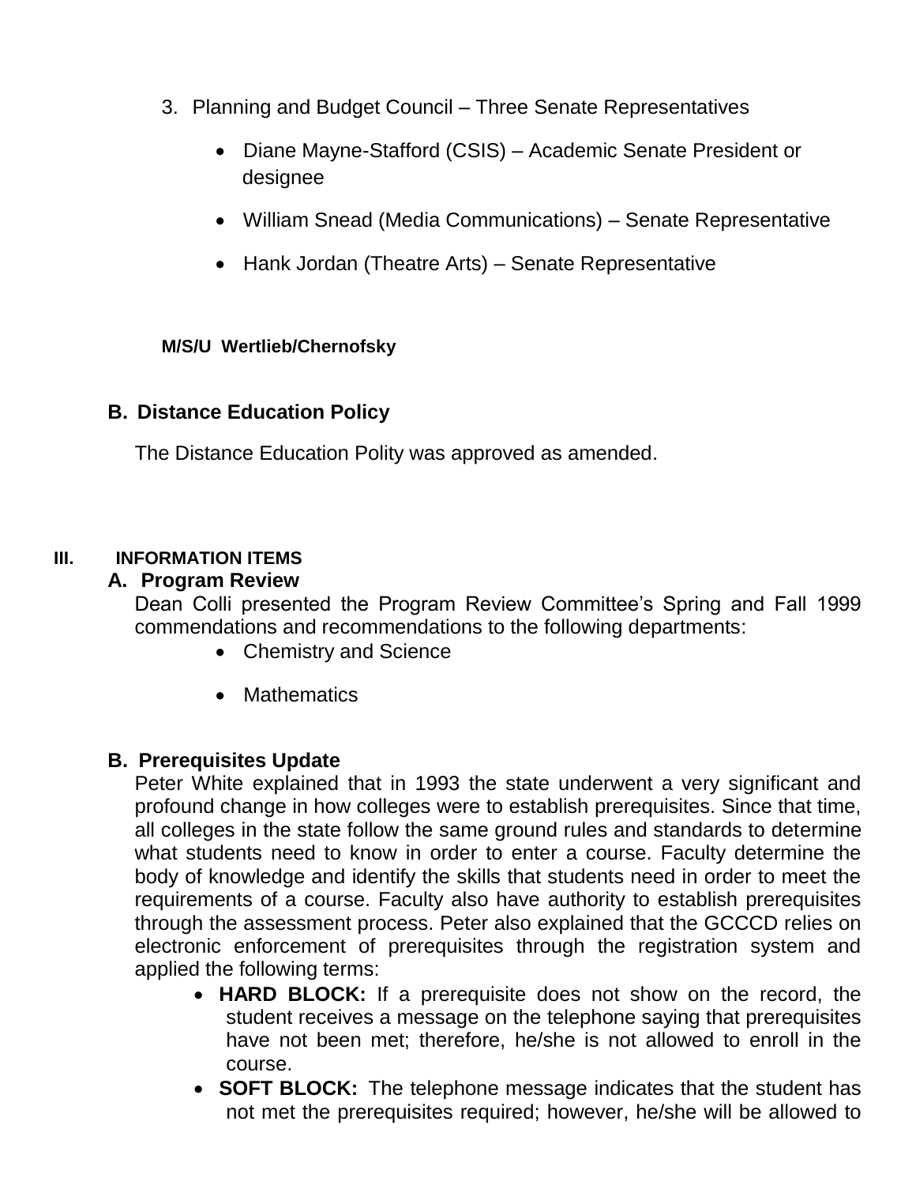3. Planning and Budget Council – Three Senate Representatives

    - Diane Mayne-Stafford (CSIS) – Academic Senate President or designee
    - William Snead (Media Communications) – Senate Representative
    - Hank Jordan (Theatre Arts) – Senate Representative

**M/S/U Wertlieb/Chernofsky**

### B. Distance Education Policy

The Distance Education Polity was approved as amended.

## III. INFORMATION ITEMS

### A. Program Review

Dean Colli presented the Program Review Committee's Spring and Fall 1999 commendations and recommendations to the following departments:

- Chemistry and Science
- Mathematics

### B. Prerequisites Update

Peter White explained that in 1993 the state underwent a very significant and profound change in how colleges were to establish prerequisites. Since that time, all colleges in the state follow the same ground rules and standards to determine what students need to know in order to enter a course. Faculty determine the body of knowledge and identify the skills that students need in order to meet the requirements of a course. Faculty also have authority to establish prerequisites through the assessment process. Peter also explained that the GCCCD relies on electronic enforcement of prerequisites through the registration system and applied the following terms:

- **HARD BLOCK:** If a prerequisite does not show on the record, the student receives a message on the telephone saying that prerequisites have not been met; therefore, he/she is not allowed to enroll in the course.
- **SOFT BLOCK:** The telephone message indicates that the student has not met the prerequisites required; however, he/she will be allowed to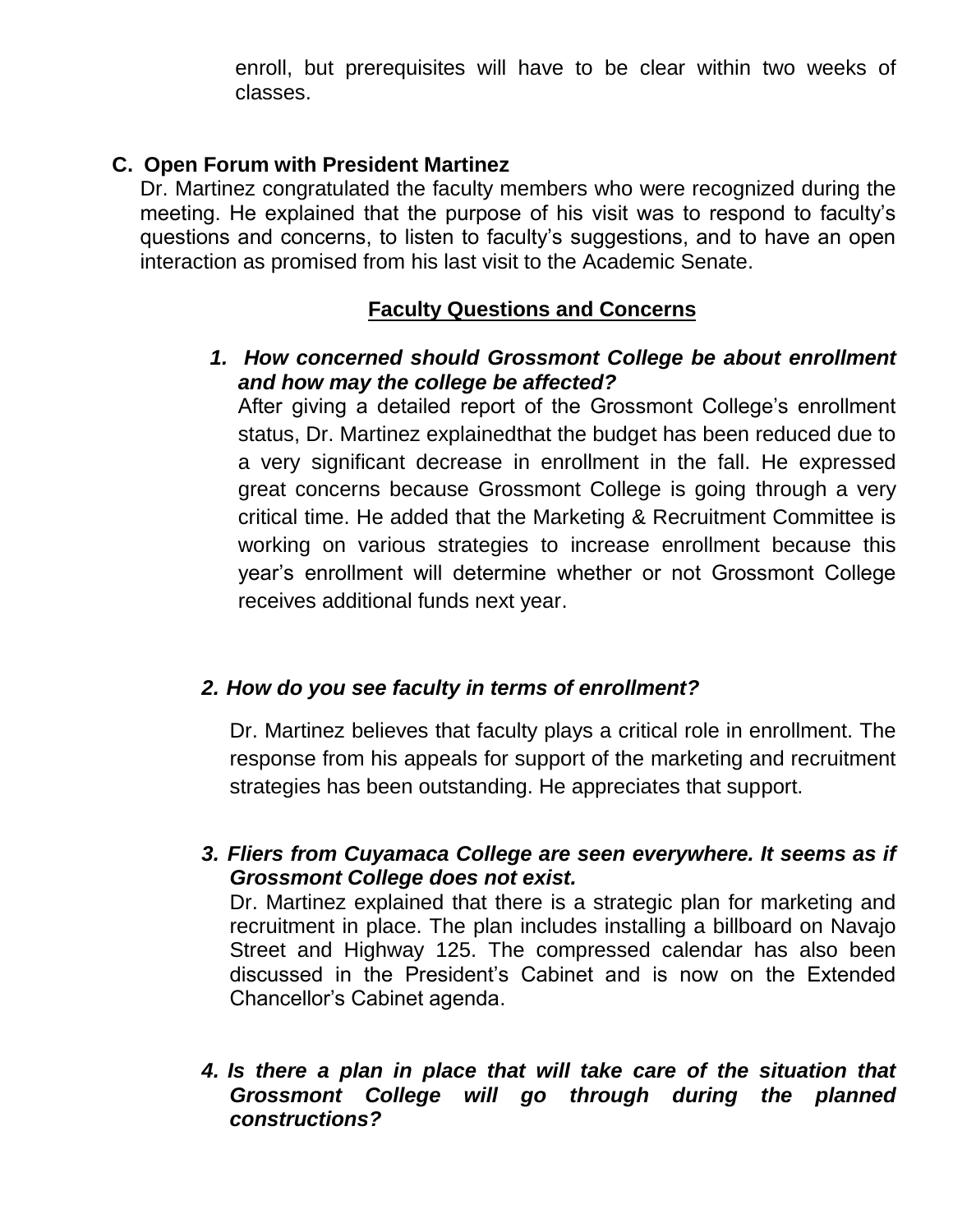enroll, but prerequisites will have to be clear within two weeks of classes.

**C. Open Forum with President Martinez**

Dr. Martinez congratulated the faculty members who were recognized during the meeting. He explained that the purpose of his visit was to respond to faculty's questions and concerns, to listen to faculty's suggestions, and to have an open interaction as promised from his last visit to the Academic Senate.

**Faculty Questions and Concerns**

1. ***How concerned should Grossmont College be about enrollment and how may the college be affected?***

   After giving a detailed report of the Grossmont College's enrollment status, Dr. Martinez explainedthat the budget has been reduced due to a very significant decrease in enrollment in the fall. He expressed great concerns because Grossmont College is going through a very critical time. He added that the Marketing & Recruitment Committee is working on various strategies to increase enrollment because this year's enrollment will determine whether or not Grossmont College receives additional funds next year.

2. ***How do you see faculty in terms of enrollment?***

   Dr. Martinez believes that faculty plays a critical role in enrollment. The response from his appeals for support of the marketing and recruitment strategies has been outstanding. He appreciates that support.

3. ***Fliers from Cuyamaca College are seen everywhere. It seems as if Grossmont College does not exist.***

   Dr. Martinez explained that there is a strategic plan for marketing and recruitment in place. The plan includes installing a billboard on Navajo Street and Highway 125. The compressed calendar has also been discussed in the President's Cabinet and is now on the Extended Chancellor's Cabinet agenda.

4. ***Is there a plan in place that will take care of the situation that Grossmont College will go through during the planned constructions?***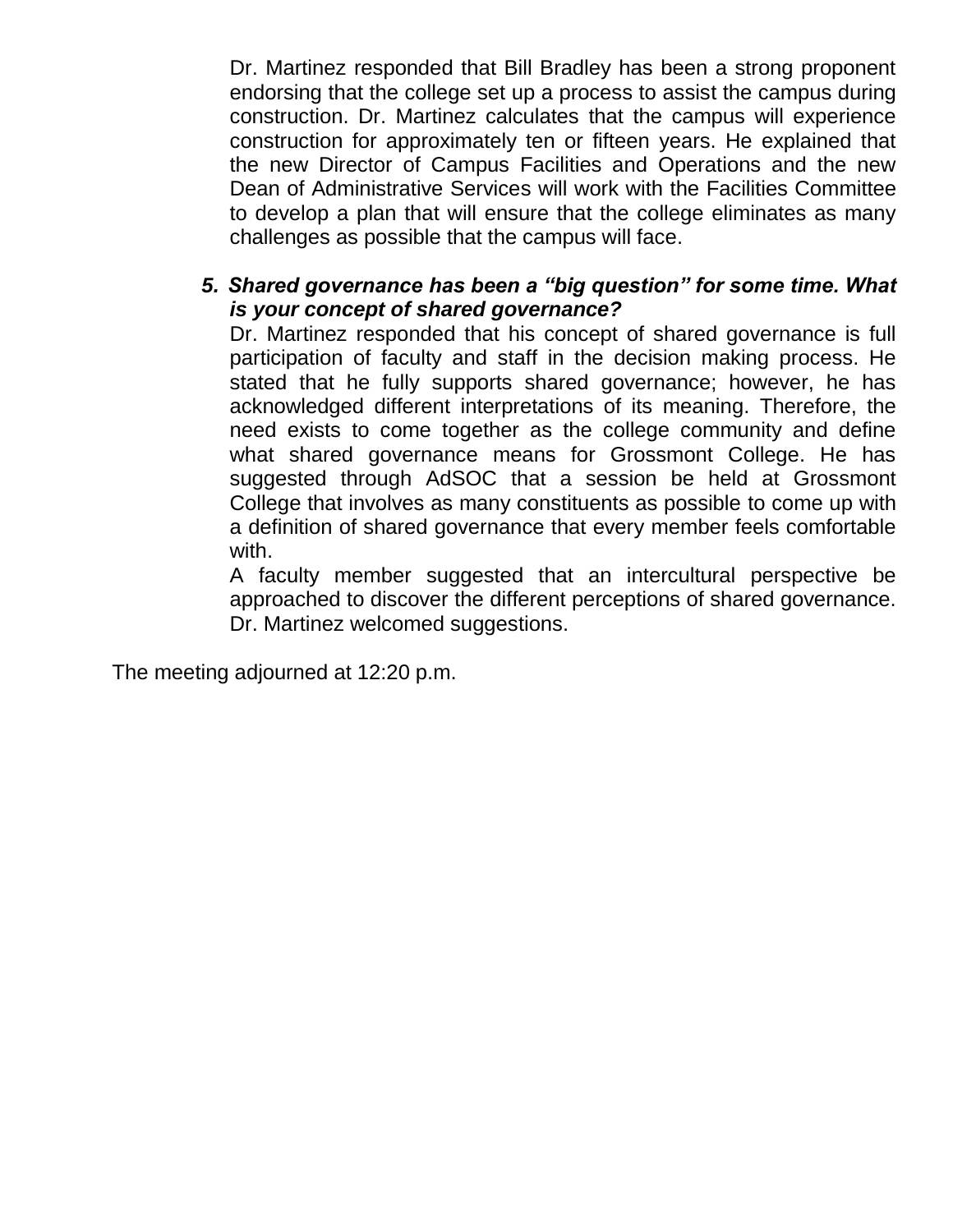Dr. Martinez responded that Bill Bradley has been a strong proponent endorsing that the college set up a process to assist the campus during construction. Dr. Martinez calculates that the campus will experience construction for approximately ten or fifteen years. He explained that the new Director of Campus Facilities and Operations and the new Dean of Administrative Services will work with the Facilities Committee to develop a plan that will ensure that the college eliminates as many challenges as possible that the campus will face.

5. ***Shared governance has been a "big question" for some time. What is your concept of shared governance?***

   Dr. Martinez responded that his concept of shared governance is full participation of faculty and staff in the decision making process. He stated that he fully supports shared governance; however, he has acknowledged different interpretations of its meaning. Therefore, the need exists to come together as the college community and define what shared governance means for Grossmont College. He has suggested through AdSOC that a session be held at Grossmont College that involves as many constituents as possible to come up with a definition of shared governance that every member feels comfortable with.

   A faculty member suggested that an intercultural perspective be approached to discover the different perceptions of shared governance. Dr. Martinez welcomed suggestions.

The meeting adjourned at 12:20 p.m.